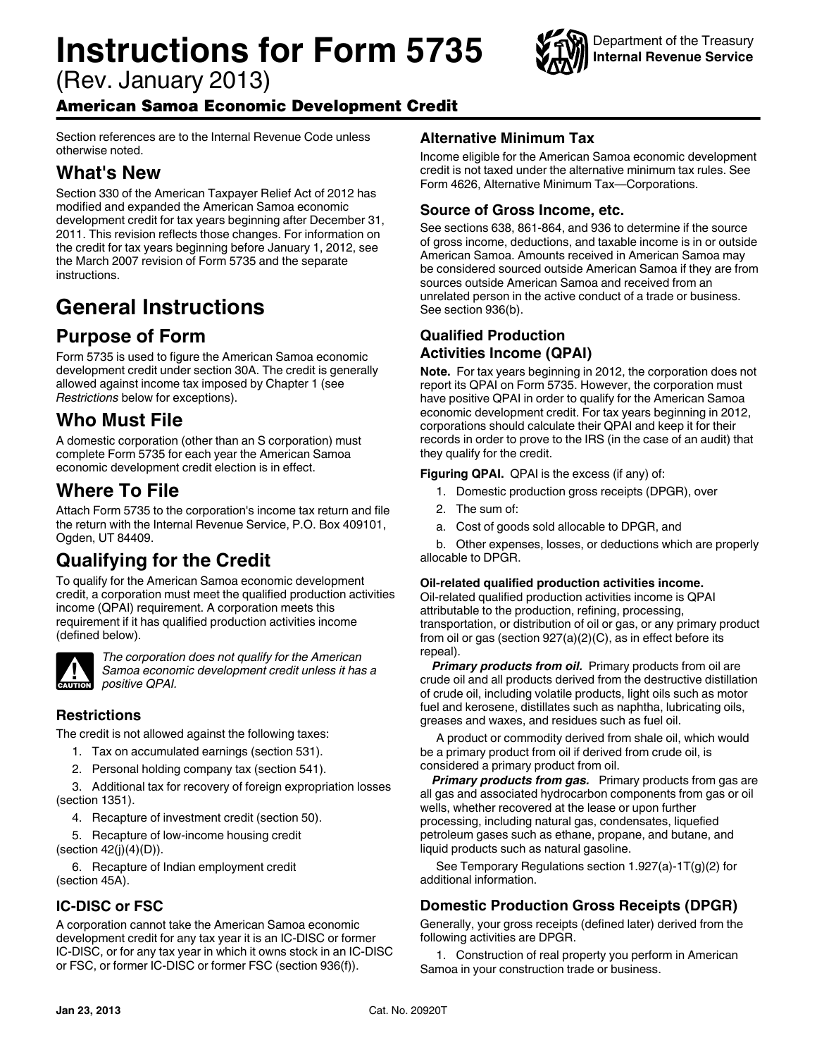# Instructions for Form 5735

(Rev. January 2013)

Department of the Treasury
Internal Revenue Service

## American Samoa Economic Development Credit

Section references are to the Internal Revenue Code unless otherwise noted.

## What's New

Section 330 of the American Taxpayer Relief Act of 2012 has modified and expanded the American Samoa economic development credit for tax years beginning after December 31, 2011. This revision reflects those changes. For information on the credit for tax years beginning before January 1, 2012, see the March 2007 revision of Form 5735 and the separate instructions.

# General Instructions

## Purpose of Form

Form 5735 is used to figure the American Samoa economic development credit under section 30A. The credit is generally allowed against income tax imposed by Chapter 1 (see *Restrictions* below for exceptions).

## Who Must File

A domestic corporation (other than an S corporation) must complete Form 5735 for each year the American Samoa economic development credit election is in effect.

## Where To File

Attach Form 5735 to the corporation's income tax return and file the return with the Internal Revenue Service, P.O. Box 409101, Ogden, UT 84409.

## Qualifying for the Credit

To qualify for the American Samoa economic development credit, a corporation must meet the qualified production activities income (QPAI) requirement. A corporation meets this requirement if it has qualified production activities income (defined below).

**CAUTION** *The corporation does not qualify for the American Samoa economic development credit unless it has a positive QPAI.*

### Restrictions

The credit is not allowed against the following taxes:

1. Tax on accumulated earnings (section 531).
2. Personal holding company tax (section 541).
3. Additional tax for recovery of foreign expropriation losses (section 1351).
4. Recapture of investment credit (section 50).
5. Recapture of low-income housing credit (section 42(j)(4)(D)).
6. Recapture of Indian employment credit (section 45A).

### IC-DISC or FSC

A corporation cannot take the American Samoa economic development credit for any tax year it is an IC-DISC or former IC-DISC, or for any tax year in which it owns stock in an IC-DISC or FSC, or former IC-DISC or former FSC (section 936(f)).

### Alternative Minimum Tax

Income eligible for the American Samoa economic development credit is not taxed under the alternative minimum tax rules. See Form 4626, Alternative Minimum Tax—Corporations.

### Source of Gross Income, etc.

See sections 638, 861-864, and 936 to determine if the source of gross income, deductions, and taxable income is in or outside American Samoa. Amounts received in American Samoa may be considered sourced outside American Samoa if they are from sources outside American Samoa and received from an unrelated person in the active conduct of a trade or business. See section 936(b).

### Qualified Production Activities Income (QPAI)

**Note.** For tax years beginning in 2012, the corporation does not report its QPAI on Form 5735. However, the corporation must have positive QPAI in order to qualify for the American Samoa economic development credit. For tax years beginning in 2012, corporations should calculate their QPAI and keep it for their records in order to prove to the IRS (in the case of an audit) that they qualify for the credit.

**Figuring QPAI.** QPAI is the excess (if any) of:

1. Domestic production gross receipts (DPGR), over
2. The sum of:

   a. Cost of goods sold allocable to DPGR, and

   b. Other expenses, losses, or deductions which are properly allocable to DPGR.

**Oil-related qualified production activities income.** Oil-related qualified production activities income is QPAI attributable to the production, refining, processing, transportation, or distribution of oil or gas, or any primary product from oil or gas (section 927(a)(2)(C), as in effect before its repeal).

***Primary products from oil.*** Primary products from oil are crude oil and all products derived from the destructive distillation of crude oil, including volatile products, light oils such as motor fuel and kerosene, distillates such as naphtha, lubricating oils, greases and waxes, and residues such as fuel oil.

A product or commodity derived from shale oil, which would be a primary product from oil if derived from crude oil, is considered a primary product from oil.

***Primary products from gas.*** Primary products from gas are all gas and associated hydrocarbon components from gas or oil wells, whether recovered at the lease or upon further processing, including natural gas, condensates, liquefied petroleum gases such as ethane, propane, and butane, and liquid products such as natural gasoline.

See Temporary Regulations section 1.927(a)-1T(g)(2) for additional information.

### Domestic Production Gross Receipts (DPGR)

Generally, your gross receipts (defined later) derived from the following activities are DPGR.

1. Construction of real property you perform in American Samoa in your construction trade or business.

Jan 23, 2013 Cat. No. 20920T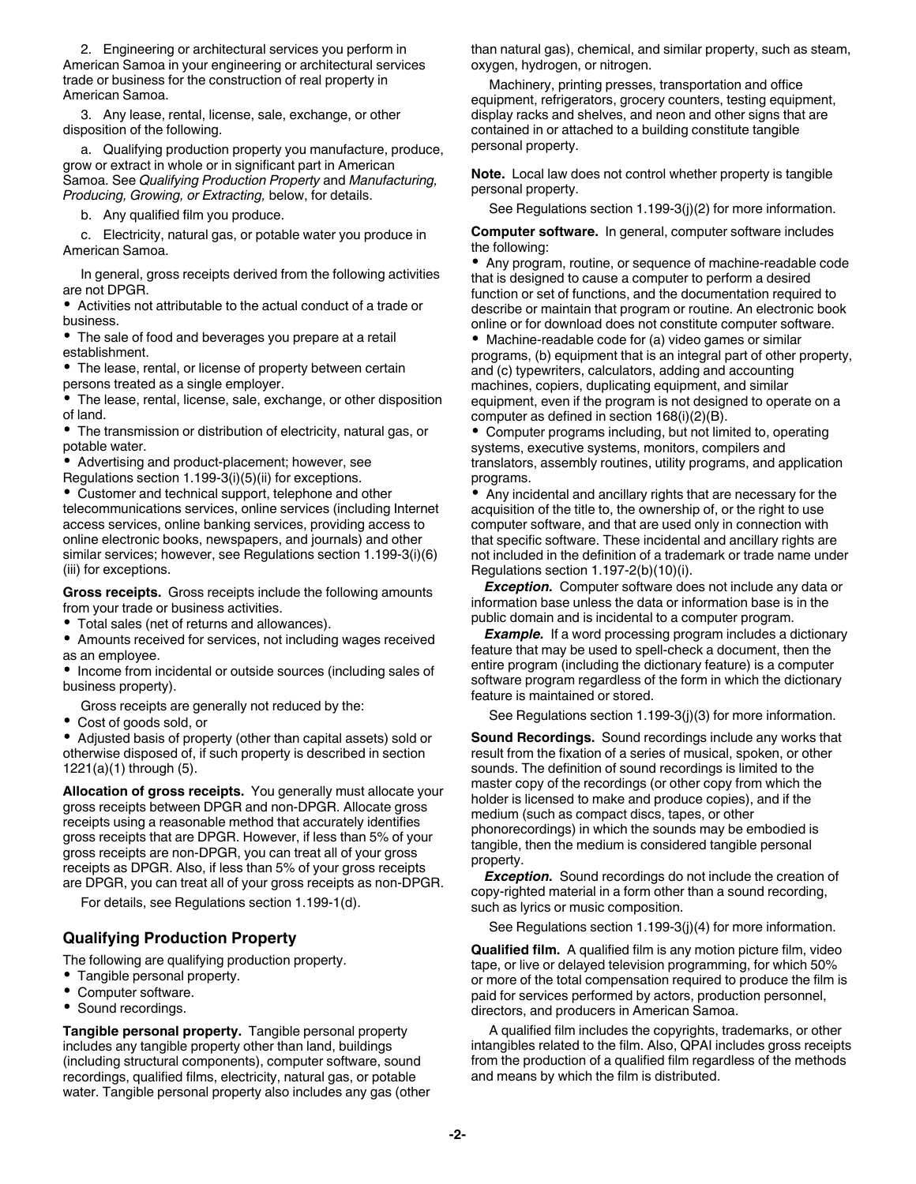2. Engineering or architectural services you perform in American Samoa in your engineering or architectural services trade or business for the construction of real property in American Samoa.

3. Any lease, rental, license, sale, exchange, or other disposition of the following.

a. Qualifying production property you manufacture, produce, grow or extract in whole or in significant part in American Samoa. See *Qualifying Production Property* and *Manufacturing, Producing, Growing, or Extracting,* below, for details.

b. Any qualified film you produce.

c. Electricity, natural gas, or potable water you produce in American Samoa.

In general, gross receipts derived from the following activities are not DPGR.

- Activities not attributable to the actual conduct of a trade or business.
- The sale of food and beverages you prepare at a retail establishment.
- The lease, rental, or license of property between certain persons treated as a single employer.
- The lease, rental, license, sale, exchange, or other disposition of land.
- The transmission or distribution of electricity, natural gas, or potable water.
- Advertising and product-placement; however, see Regulations section 1.199-3(i)(5)(ii) for exceptions.
- Customer and technical support, telephone and other telecommunications services, online services (including Internet access services, online banking services, providing access to online electronic books, newspapers, and journals) and other similar services; however, see Regulations section 1.199-3(i)(6)(iii) for exceptions.

**Gross receipts.** Gross receipts include the following amounts from your trade or business activities.

- Total sales (net of returns and allowances).
- Amounts received for services, not including wages received as an employee.
- Income from incidental or outside sources (including sales of business property).

Gross receipts are generally not reduced by the:

- Cost of goods sold, or
- Adjusted basis of property (other than capital assets) sold or otherwise disposed of, if such property is described in section 1221(a)(1) through (5).

**Allocation of gross receipts.** You generally must allocate your gross receipts between DPGR and non-DPGR. Allocate gross receipts using a reasonable method that accurately identifies gross receipts that are DPGR. However, if less than 5% of your gross receipts are non-DPGR, you can treat all of your gross receipts as DPGR. Also, if less than 5% of your gross receipts are DPGR, you can treat all of your gross receipts as non-DPGR.

For details, see Regulations section 1.199-1(d).

## Qualifying Production Property

The following are qualifying production property.

- Tangible personal property.
- Computer software.
- Sound recordings.

**Tangible personal property.** Tangible personal property includes any tangible property other than land, buildings (including structural components), computer software, sound recordings, qualified films, electricity, natural gas, or potable water. Tangible personal property also includes any gas (other than natural gas), chemical, and similar property, such as steam, oxygen, hydrogen, or nitrogen.

Machinery, printing presses, transportation and office equipment, refrigerators, grocery counters, testing equipment, display racks and shelves, and neon and other signs that are contained in or attached to a building constitute tangible personal property.

**Note.** Local law does not control whether property is tangible personal property.

See Regulations section 1.199-3(j)(2) for more information.

**Computer software.** In general, computer software includes the following:

- Any program, routine, or sequence of machine-readable code that is designed to cause a computer to perform a desired function or set of functions, and the documentation required to describe or maintain that program or routine. An electronic book online or for download does not constitute computer software.
- Machine-readable code for (a) video games or similar programs, (b) equipment that is an integral part of other property, and (c) typewriters, calculators, adding and accounting machines, copiers, duplicating equipment, and similar equipment, even if the program is not designed to operate on a computer as defined in section 168(i)(2)(B).
- Computer programs including, but not limited to, operating systems, executive systems, monitors, compilers and translators, assembly routines, utility programs, and application programs.
- Any incidental and ancillary rights that are necessary for the acquisition of the title to, the ownership of, or the right to use computer software, and that are used only in connection with that specific software. These incidental and ancillary rights are not included in the definition of a trademark or trade name under Regulations section 1.197-2(b)(10)(i).

***Exception.*** Computer software does not include any data or information base unless the data or information base is in the public domain and is incidental to a computer program.

***Example.*** If a word processing program includes a dictionary feature that may be used to spell-check a document, then the entire program (including the dictionary feature) is a computer software program regardless of the form in which the dictionary feature is maintained or stored.

See Regulations section 1.199-3(j)(3) for more information.

**Sound Recordings.** Sound recordings include any works that result from the fixation of a series of musical, spoken, or other sounds. The definition of sound recordings is limited to the master copy of the recordings (or other copy from which the holder is licensed to make and produce copies), and if the medium (such as compact discs, tapes, or other phonorecordings) in which the sounds may be embodied is tangible, then the medium is considered tangible personal property.

***Exception.*** Sound recordings do not include the creation of copy-righted material in a form other than a sound recording, such as lyrics or music composition.

See Regulations section 1.199-3(j)(4) for more information.

**Qualified film.** A qualified film is any motion picture film, video tape, or live or delayed television programming, for which 50% or more of the total compensation required to produce the film is paid for services performed by actors, production personnel, directors, and producers in American Samoa.

A qualified film includes the copyrights, trademarks, or other intangibles related to the film. Also, QPAI includes gross receipts from the production of a qualified film regardless of the methods and means by which the film is distributed.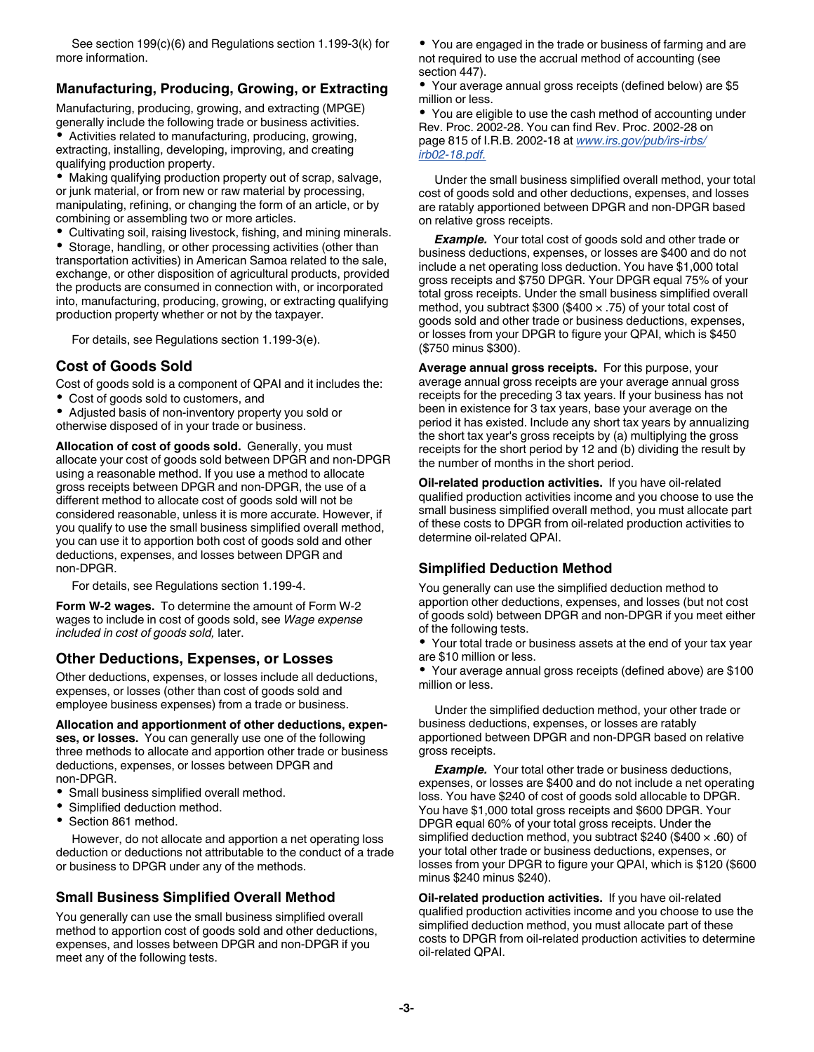See section 199(c)(6) and Regulations section 1.199-3(k) for more information.

### Manufacturing, Producing, Growing, or Extracting

Manufacturing, producing, growing, and extracting (MPGE) generally include the following trade or business activities.

- Activities related to manufacturing, producing, growing, extracting, installing, developing, improving, and creating qualifying production property.
- Making qualifying production property out of scrap, salvage, or junk material, or from new or raw material by processing, manipulating, refining, or changing the form of an article, or by combining or assembling two or more articles.
- Cultivating soil, raising livestock, fishing, and mining minerals.
- Storage, handling, or other processing activities (other than transportation activities) in American Samoa related to the sale, exchange, or other disposition of agricultural products, provided the products are consumed in connection with, or incorporated into, manufacturing, producing, growing, or extracting qualifying production property whether or not by the taxpayer.

For details, see Regulations section 1.199-3(e).

### Cost of Goods Sold

Cost of goods sold is a component of QPAI and it includes the:

- Cost of goods sold to customers, and
- Adjusted basis of non-inventory property you sold or otherwise disposed of in your trade or business.

**Allocation of cost of goods sold.** Generally, you must allocate your cost of goods sold between DPGR and non-DPGR using a reasonable method. If you use a method to allocate gross receipts between DPGR and non-DPGR, the use of a different method to allocate cost of goods sold will not be considered reasonable, unless it is more accurate. However, if you qualify to use the small business simplified overall method, you can use it to apportion both cost of goods sold and other deductions, expenses, and losses between DPGR and non-DPGR.

For details, see Regulations section 1.199-4.

**Form W-2 wages.** To determine the amount of Form W-2 wages to include in cost of goods sold, see *Wage expense included in cost of goods sold,* later.

### Other Deductions, Expenses, or Losses

Other deductions, expenses, or losses include all deductions, expenses, or losses (other than cost of goods sold and employee business expenses) from a trade or business.

**Allocation and apportionment of other deductions, expenses, or losses.** You can generally use one of the following three methods to allocate and apportion other trade or business deductions, expenses, or losses between DPGR and non-DPGR.

- Small business simplified overall method.
- Simplified deduction method.
- Section 861 method.

However, do not allocate and apportion a net operating loss deduction or deductions not attributable to the conduct of a trade or business to DPGR under any of the methods.

### Small Business Simplified Overall Method

You generally can use the small business simplified overall method to apportion cost of goods sold and other deductions, expenses, and losses between DPGR and non-DPGR if you meet any of the following tests.

- You are engaged in the trade or business of farming and are not required to use the accrual method of accounting (see section 447).
- Your average annual gross receipts (defined below) are $5 million or less.
- You are eligible to use the cash method of accounting under Rev. Proc. 2002-28. You can find Rev. Proc. 2002-28 on page 815 of I.R.B. 2002-18 at *www.irs.gov/pub/irs-irbs/irb02-18.pdf.*

Under the small business simplified overall method, your total cost of goods sold and other deductions, expenses, and losses are ratably apportioned between DPGR and non-DPGR based on relative gross receipts.

***Example.*** Your total cost of goods sold and other trade or business deductions, expenses, or losses are $400 and do not include a net operating loss deduction. You have $1,000 total gross receipts and $750 DPGR. Your DPGR equal 75% of your total gross receipts. Under the small business simplified overall method, you subtract $300 ($400 × .75) of your total cost of goods sold and other trade or business deductions, expenses, or losses from your DPGR to figure your QPAI, which is $450 ($750 minus $300).

**Average annual gross receipts.** For this purpose, your average annual gross receipts are your average annual gross receipts for the preceding 3 tax years. If your business has not been in existence for 3 tax years, base your average on the period it has existed. Include any short tax years by annualizing the short tax year's gross receipts by (a) multiplying the gross receipts for the short period by 12 and (b) dividing the result by the number of months in the short period.

**Oil-related production activities.** If you have oil-related qualified production activities income and you choose to use the small business simplified overall method, you must allocate part of these costs to DPGR from oil-related production activities to determine oil-related QPAI.

### Simplified Deduction Method

You generally can use the simplified deduction method to apportion other deductions, expenses, and losses (but not cost of goods sold) between DPGR and non-DPGR if you meet either of the following tests.

- Your total trade or business assets at the end of your tax year are $10 million or less.
- Your average annual gross receipts (defined above) are $100 million or less.

Under the simplified deduction method, your other trade or business deductions, expenses, or losses are ratably apportioned between DPGR and non-DPGR based on relative gross receipts.

***Example.*** Your total other trade or business deductions, expenses, or losses are $400 and do not include a net operating loss. You have $240 of cost of goods sold allocable to DPGR. You have $1,000 total gross receipts and $600 DPGR. Your DPGR equal 60% of your total gross receipts. Under the simplified deduction method, you subtract $240 ($400 × .60) of your total other trade or business deductions, expenses, or losses from your DPGR to figure your QPAI, which is $120 ($600 minus $240 minus $240).

**Oil-related production activities.** If you have oil-related qualified production activities income and you choose to use the simplified deduction method, you must allocate part of these costs to DPGR from oil-related production activities to determine oil-related QPAI.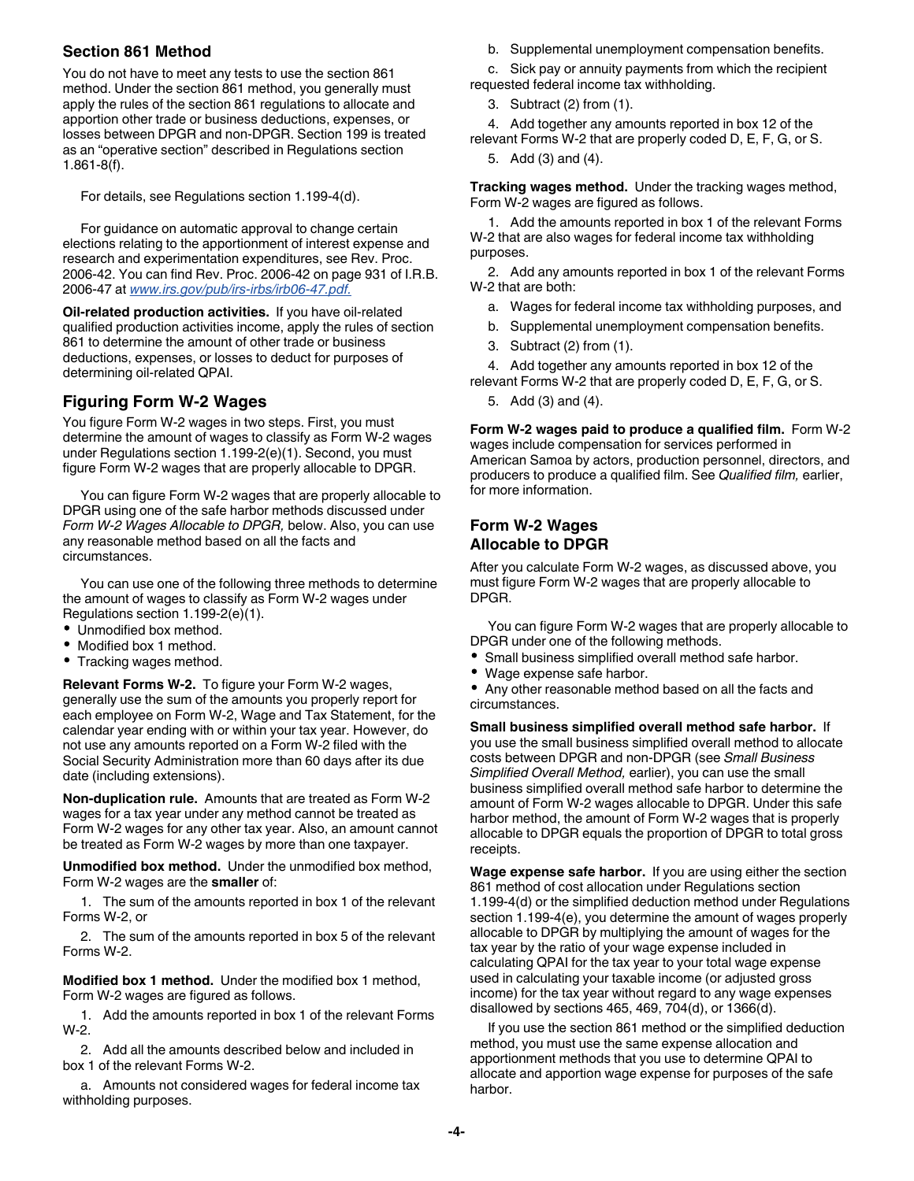### Section 861 Method

You do not have to meet any tests to use the section 861 method. Under the section 861 method, you generally must apply the rules of the section 861 regulations to allocate and apportion other trade or business deductions, expenses, or losses between DPGR and non-DPGR. Section 199 is treated as an "operative section" described in Regulations section 1.861-8(f).

For details, see Regulations section 1.199-4(d).

For guidance on automatic approval to change certain elections relating to the apportionment of interest expense and research and experimentation expenditures, see Rev. Proc. 2006-42. You can find Rev. Proc. 2006-42 on page 931 of I.R.B. 2006-47 at *www.irs.gov/pub/irs-irbs/irb06-47.pdf.*

**Oil-related production activities.** If you have oil-related qualified production activities income, apply the rules of section 861 to determine the amount of other trade or business deductions, expenses, or losses to deduct for purposes of determining oil-related QPAI.

## Figuring Form W-2 Wages

You figure Form W-2 wages in two steps. First, you must determine the amount of wages to classify as Form W-2 wages under Regulations section 1.199-2(e)(1). Second, you must figure Form W-2 wages that are properly allocable to DPGR.

You can figure Form W-2 wages that are properly allocable to DPGR using one of the safe harbor methods discussed under *Form W-2 Wages Allocable to DPGR,* below. Also, you can use any reasonable method based on all the facts and circumstances.

You can use one of the following three methods to determine the amount of wages to classify as Form W-2 wages under Regulations section 1.199-2(e)(1).

- Unmodified box method.
- Modified box 1 method.
- Tracking wages method.

**Relevant Forms W-2.** To figure your Form W-2 wages, generally use the sum of the amounts you properly report for each employee on Form W-2, Wage and Tax Statement, for the calendar year ending with or within your tax year. However, do not use any amounts reported on a Form W-2 filed with the Social Security Administration more than 60 days after its due date (including extensions).

**Non-duplication rule.** Amounts that are treated as Form W-2 wages for a tax year under any method cannot be treated as Form W-2 wages for any other tax year. Also, an amount cannot be treated as Form W-2 wages by more than one taxpayer.

**Unmodified box method.** Under the unmodified box method, Form W-2 wages are the **smaller** of:

1. The sum of the amounts reported in box 1 of the relevant Forms W-2, or
2. The sum of the amounts reported in box 5 of the relevant Forms W-2.

**Modified box 1 method.** Under the modified box 1 method, Form W-2 wages are figured as follows.

1. Add the amounts reported in box 1 of the relevant Forms W-2.
2. Add all the amounts described below and included in box 1 of the relevant Forms W-2.
   a. Amounts not considered wages for federal income tax withholding purposes.
   b. Supplemental unemployment compensation benefits.
   c. Sick pay or annuity payments from which the recipient requested federal income tax withholding.
3. Subtract (2) from (1).
4. Add together any amounts reported in box 12 of the relevant Forms W-2 that are properly coded D, E, F, G, or S.
5. Add (3) and (4).

**Tracking wages method.** Under the tracking wages method, Form W-2 wages are figured as follows.

1. Add the amounts reported in box 1 of the relevant Forms W-2 that are also wages for federal income tax withholding purposes.
2. Add any amounts reported in box 1 of the relevant Forms W-2 that are both:
   a. Wages for federal income tax withholding purposes, and
   b. Supplemental unemployment compensation benefits.
3. Subtract (2) from (1).
4. Add together any amounts reported in box 12 of the relevant Forms W-2 that are properly coded D, E, F, G, or S.
5. Add (3) and (4).

**Form W-2 wages paid to produce a qualified film.** Form W-2 wages include compensation for services performed in American Samoa by actors, production personnel, directors, and producers to produce a qualified film. See *Qualified film,* earlier, for more information.

## Form W-2 Wages Allocable to DPGR

After you calculate Form W-2 wages, as discussed above, you must figure Form W-2 wages that are properly allocable to DPGR.

You can figure Form W-2 wages that are properly allocable to DPGR under one of the following methods.

- Small business simplified overall method safe harbor.
- Wage expense safe harbor.
- Any other reasonable method based on all the facts and circumstances.

**Small business simplified overall method safe harbor.** If you use the small business simplified overall method to allocate costs between DPGR and non-DPGR (see *Small Business Simplified Overall Method,* earlier), you can use the small business simplified overall method safe harbor to determine the amount of Form W-2 wages allocable to DPGR. Under this safe harbor method, the amount of Form W-2 wages that is properly allocable to DPGR equals the proportion of DPGR to total gross receipts.

**Wage expense safe harbor.** If you are using either the section 861 method of cost allocation under Regulations section 1.199-4(d) or the simplified deduction method under Regulations section 1.199-4(e), you determine the amount of wages properly allocable to DPGR by multiplying the amount of wages for the tax year by the ratio of your wage expense included in calculating QPAI for the tax year to your total wage expense used in calculating your taxable income (or adjusted gross income) for the tax year without regard to any wage expenses disallowed by sections 465, 469, 704(d), or 1366(d).

If you use the section 861 method or the simplified deduction method, you must use the same expense allocation and apportionment methods that you use to determine QPAI to allocate and apportion wage expense for purposes of the safe harbor.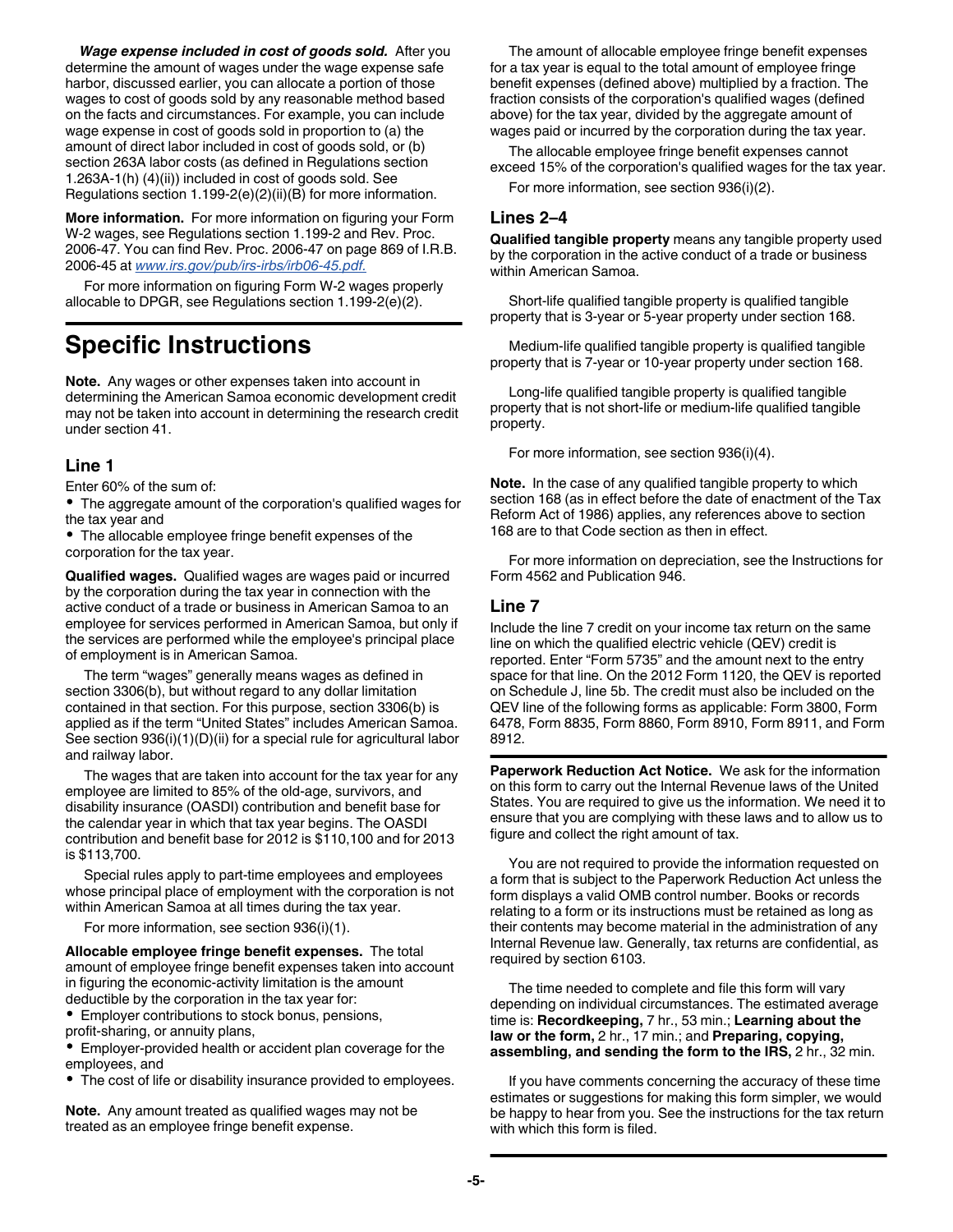***Wage expense included in cost of goods sold.*** After you determine the amount of wages under the wage expense safe harbor, discussed earlier, you can allocate a portion of those wages to cost of goods sold by any reasonable method based on the facts and circumstances. For example, you can include wage expense in cost of goods sold in proportion to (a) the amount of direct labor included in cost of goods sold, or (b) section 263A labor costs (as defined in Regulations section 1.263A-1(h) (4)(ii)) included in cost of goods sold. See Regulations section 1.199-2(e)(2)(ii)(B) for more information.

**More information.** For more information on figuring your Form W-2 wages, see Regulations section 1.199-2 and Rev. Proc. 2006-47. You can find Rev. Proc. 2006-47 on page 869 of I.R.B. 2006-45 at *www.irs.gov/pub/irs-irbs/irb06-45.pdf.*

For more information on figuring Form W-2 wages properly allocable to DPGR, see Regulations section 1.199-2(e)(2).

# Specific Instructions

**Note.** Any wages or other expenses taken into account in determining the American Samoa economic development credit may not be taken into account in determining the research credit under section 41.

## Line 1

Enter 60% of the sum of:

- The aggregate amount of the corporation's qualified wages for the tax year and
- The allocable employee fringe benefit expenses of the corporation for the tax year.

**Qualified wages.** Qualified wages are wages paid or incurred by the corporation during the tax year in connection with the active conduct of a trade or business in American Samoa to an employee for services performed in American Samoa, but only if the services are performed while the employee's principal place of employment is in American Samoa.

The term "wages" generally means wages as defined in section 3306(b), but without regard to any dollar limitation contained in that section. For this purpose, section 3306(b) is applied as if the term "United States" includes American Samoa. See section 936(i)(1)(D)(ii) for a special rule for agricultural labor and railway labor.

The wages that are taken into account for the tax year for any employee are limited to 85% of the old-age, survivors, and disability insurance (OASDI) contribution and benefit base for the calendar year in which that tax year begins. The OASDI contribution and benefit base for 2012 is $110,100 and for 2013 is $113,700.

Special rules apply to part-time employees and employees whose principal place of employment with the corporation is not within American Samoa at all times during the tax year.

For more information, see section 936(i)(1).

**Allocable employee fringe benefit expenses.** The total amount of employee fringe benefit expenses taken into account in figuring the economic-activity limitation is the amount deductible by the corporation in the tax year for:

- Employer contributions to stock bonus, pensions, profit-sharing, or annuity plans,
- Employer-provided health or accident plan coverage for the employees, and
- The cost of life or disability insurance provided to employees.

**Note.** Any amount treated as qualified wages may not be treated as an employee fringe benefit expense.

The amount of allocable employee fringe benefit expenses for a tax year is equal to the total amount of employee fringe benefit expenses (defined above) multiplied by a fraction. The fraction consists of the corporation's qualified wages (defined above) for the tax year, divided by the aggregate amount of wages paid or incurred by the corporation during the tax year.

The allocable employee fringe benefit expenses cannot exceed 15% of the corporation's qualified wages for the tax year.

For more information, see section 936(i)(2).

## Lines 2–4

**Qualified tangible property** means any tangible property used by the corporation in the active conduct of a trade or business within American Samoa.

Short-life qualified tangible property is qualified tangible property that is 3-year or 5-year property under section 168.

Medium-life qualified tangible property is qualified tangible property that is 7-year or 10-year property under section 168.

Long-life qualified tangible property is qualified tangible property that is not short-life or medium-life qualified tangible property.

For more information, see section 936(i)(4).

**Note.** In the case of any qualified tangible property to which section 168 (as in effect before the date of enactment of the Tax Reform Act of 1986) applies, any references above to section 168 are to that Code section as then in effect.

For more information on depreciation, see the Instructions for Form 4562 and Publication 946.

## Line 7

Include the line 7 credit on your income tax return on the same line on which the qualified electric vehicle (QEV) credit is reported. Enter "Form 5735" and the amount next to the entry space for that line. On the 2012 Form 1120, the QEV is reported on Schedule J, line 5b. The credit must also be included on the QEV line of the following forms as applicable: Form 3800, Form 6478, Form 8835, Form 8860, Form 8910, Form 8911, and Form 8912.

**Paperwork Reduction Act Notice.** We ask for the information on this form to carry out the Internal Revenue laws of the United States. You are required to give us the information. We need it to ensure that you are complying with these laws and to allow us to figure and collect the right amount of tax.

You are not required to provide the information requested on a form that is subject to the Paperwork Reduction Act unless the form displays a valid OMB control number. Books or records relating to a form or its instructions must be retained as long as their contents may become material in the administration of any Internal Revenue law. Generally, tax returns are confidential, as required by section 6103.

The time needed to complete and file this form will vary depending on individual circumstances. The estimated average time is: **Recordkeeping,** 7 hr., 53 min.; **Learning about the law or the form,** 2 hr., 17 min.; and **Preparing, copying, assembling, and sending the form to the IRS,** 2 hr., 32 min.

If you have comments concerning the accuracy of these time estimates or suggestions for making this form simpler, we would be happy to hear from you. See the instructions for the tax return with which this form is filed.